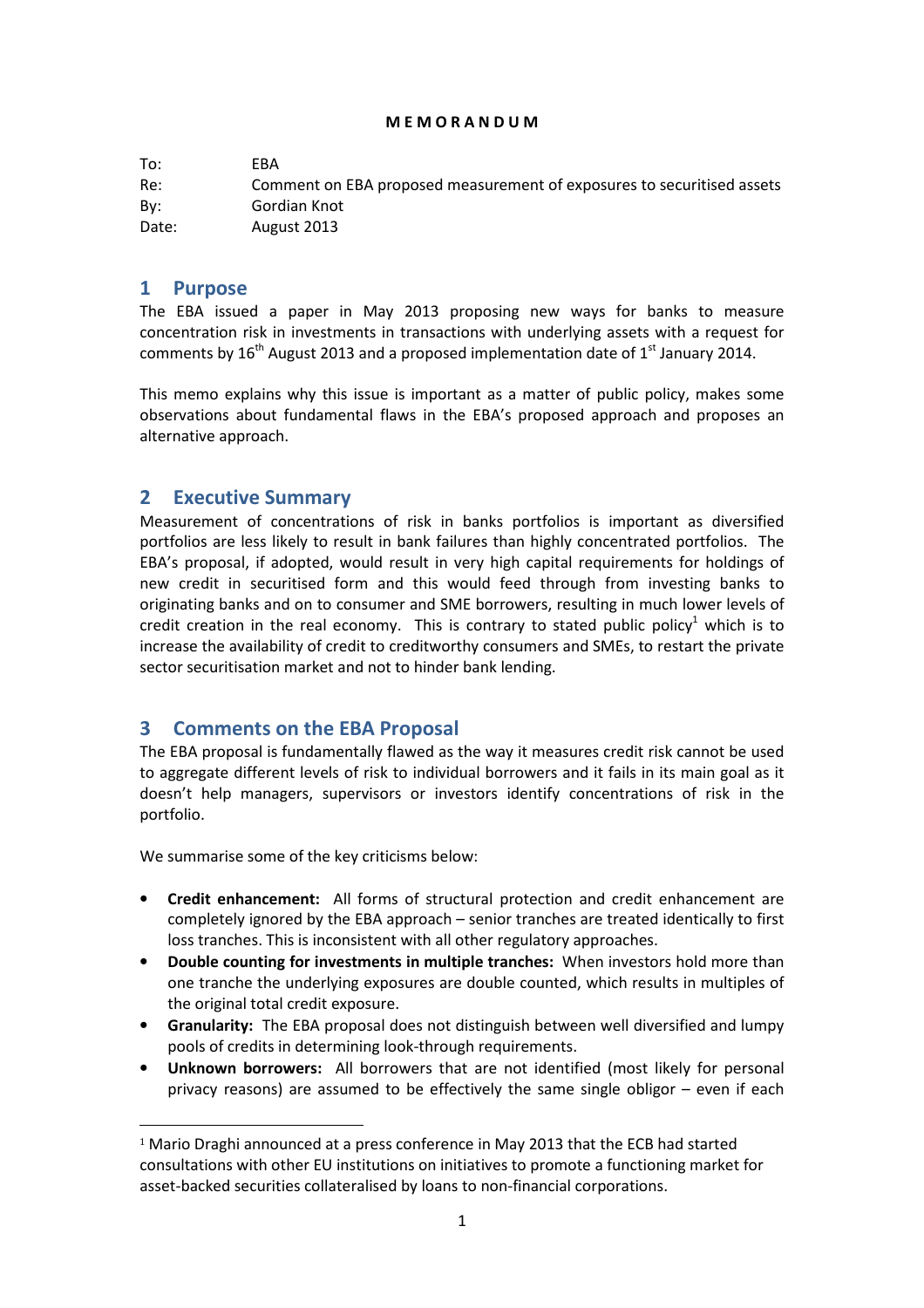**M E M O R A N D U M**

To: EBA

Re: Comment on EBA proposed measurement of exposures to securitised assets

By: Gordian Knot

Date: August 2013

## 1 Purpose

The EBA issued a paper in May 2013 proposing new ways for banks to measure concentration risk in investments in transactions with underlying assets with a request for comments by 16th August 2013 and a proposed implementation date of 1st January 2014.

This memo explains why this issue is important as a matter of public policy, makes some observations about fundamental flaws in the EBA's proposed approach and proposes an alternative approach.

## 2 Executive Summary

Measurement of concentrations of risk in banks portfolios is important as diversified portfolios are less likely to result in bank failures than highly concentrated portfolios. The EBA's proposal, if adopted, would result in very high capital requirements for holdings of new credit in securitised form and this would feed through from investing banks to originating banks and on to consumer and SME borrowers, resulting in much lower levels of credit creation in the real economy. This is contrary to stated public policy[1] which is to increase the availability of credit to creditworthy consumers and SMEs, to restart the private sector securitisation market and not to hinder bank lending.

## 3 Comments on the EBA Proposal

The EBA proposal is fundamentally flawed as the way it measures credit risk cannot be used to aggregate different levels of risk to individual borrowers and it fails in its main goal as it doesn't help managers, supervisors or investors identify concentrations of risk in the portfolio.

We summarise some of the key criticisms below:

- **Credit enhancement:** All forms of structural protection and credit enhancement are completely ignored by the EBA approach – senior tranches are treated identically to first loss tranches. This is inconsistent with all other regulatory approaches.
- **Double counting for investments in multiple tranches:** When investors hold more than one tranche the underlying exposures are double counted, which results in multiples of the original total credit exposure.
- **Granularity:** The EBA proposal does not distinguish between well diversified and lumpy pools of credits in determining look-through requirements.
- **Unknown borrowers:** All borrowers that are not identified (most likely for personal privacy reasons) are assumed to be effectively the same single obligor – even if each

[1] Mario Draghi announced at a press conference in May 2013 that the ECB had started consultations with other EU institutions on initiatives to promote a functioning market for asset-backed securities collateralised by loans to non-financial corporations.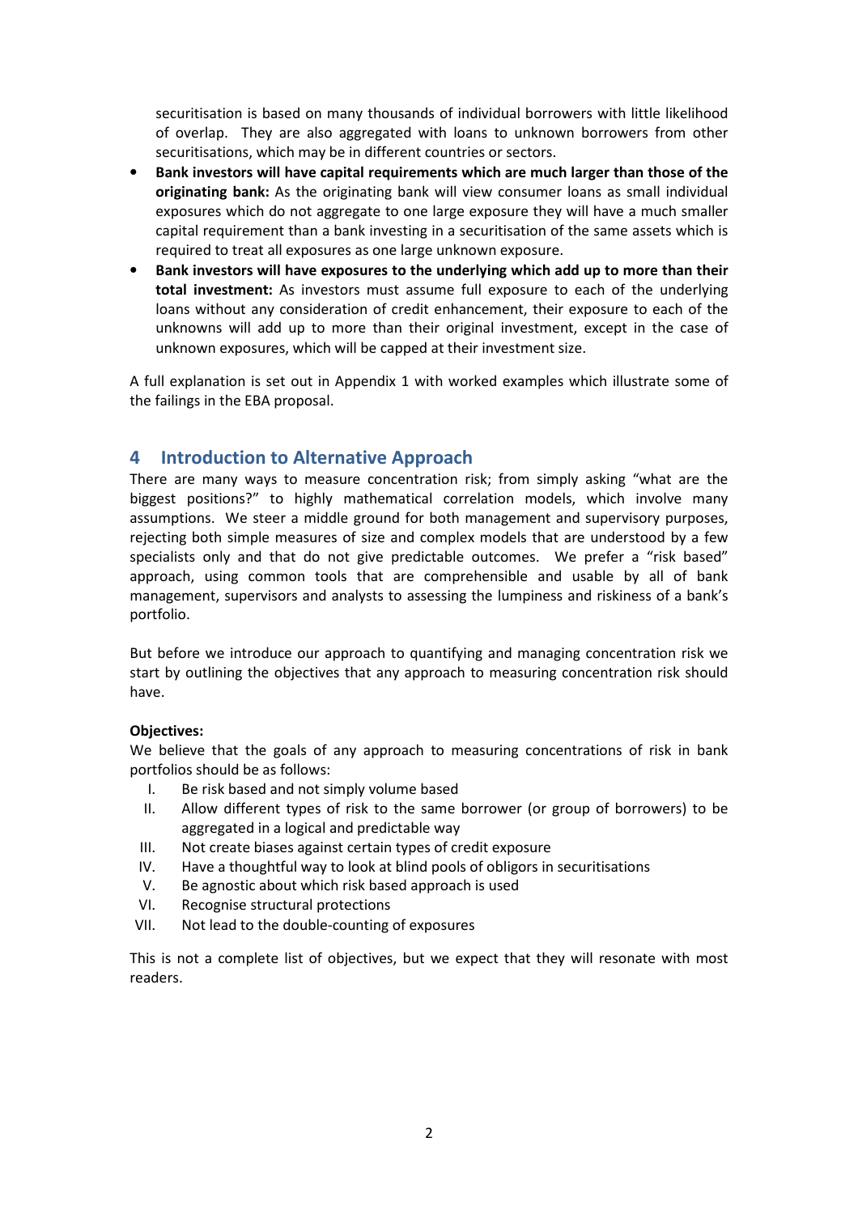securitisation is based on many thousands of individual borrowers with little likelihood of overlap. They are also aggregated with loans to unknown borrowers from other securitisations, which may be in different countries or sectors.

- **Bank investors will have capital requirements which are much larger than those of the originating bank:** As the originating bank will view consumer loans as small individual exposures which do not aggregate to one large exposure they will have a much smaller capital requirement than a bank investing in a securitisation of the same assets which is required to treat all exposures as one large unknown exposure.
- **Bank investors will have exposures to the underlying which add up to more than their total investment:** As investors must assume full exposure to each of the underlying loans without any consideration of credit enhancement, their exposure to each of the unknowns will add up to more than their original investment, except in the case of unknown exposures, which will be capped at their investment size.

A full explanation is set out in Appendix 1 with worked examples which illustrate some of the failings in the EBA proposal.

## 4 Introduction to Alternative Approach

There are many ways to measure concentration risk; from simply asking "what are the biggest positions?" to highly mathematical correlation models, which involve many assumptions. We steer a middle ground for both management and supervisory purposes, rejecting both simple measures of size and complex models that are understood by a few specialists only and that do not give predictable outcomes. We prefer a "risk based" approach, using common tools that are comprehensible and usable by all of bank management, supervisors and analysts to assessing the lumpiness and riskiness of a bank's portfolio.

But before we introduce our approach to quantifying and managing concentration risk we start by outlining the objectives that any approach to measuring concentration risk should have.

**Objectives:**

We believe that the goals of any approach to measuring concentrations of risk in bank portfolios should be as follows:

I. Be risk based and not simply volume based
II. Allow different types of risk to the same borrower (or group of borrowers) to be aggregated in a logical and predictable way
III. Not create biases against certain types of credit exposure
IV. Have a thoughtful way to look at blind pools of obligors in securitisations
V. Be agnostic about which risk based approach is used
VI. Recognise structural protections
VII. Not lead to the double-counting of exposures

This is not a complete list of objectives, but we expect that they will resonate with most readers.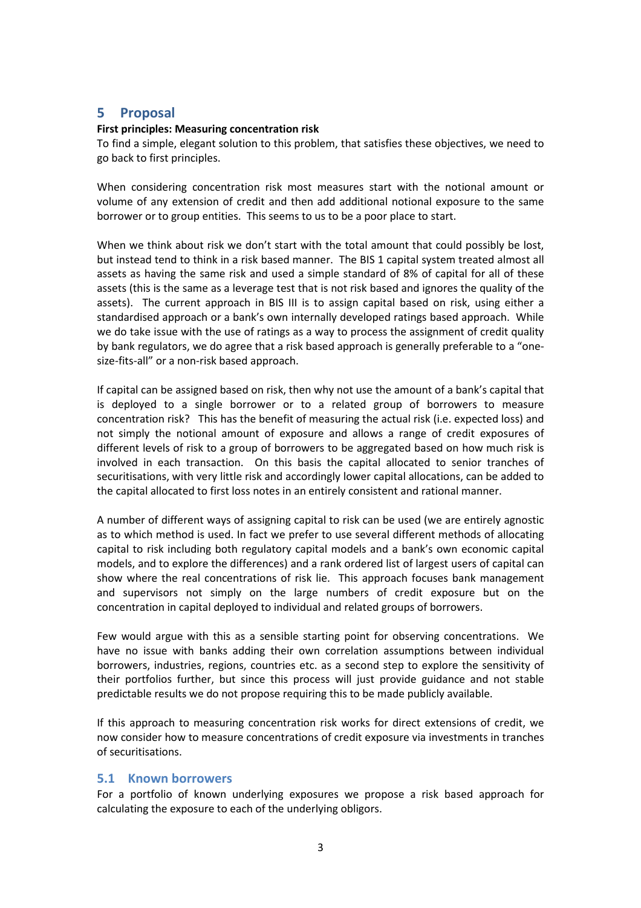# 5 Proposal

**First principles: Measuring concentration risk**

To find a simple, elegant solution to this problem, that satisfies these objectives, we need to go back to first principles.

When considering concentration risk most measures start with the notional amount or volume of any extension of credit and then add additional notional exposure to the same borrower or to group entities. This seems to us to be a poor place to start.

When we think about risk we don't start with the total amount that could possibly be lost, but instead tend to think in a risk based manner. The BIS 1 capital system treated almost all assets as having the same risk and used a simple standard of 8% of capital for all of these assets (this is the same as a leverage test that is not risk based and ignores the quality of the assets). The current approach in BIS III is to assign capital based on risk, using either a standardised approach or a bank's own internally developed ratings based approach. While we do take issue with the use of ratings as a way to process the assignment of credit quality by bank regulators, we do agree that a risk based approach is generally preferable to a "one-size-fits-all" or a non-risk based approach.

If capital can be assigned based on risk, then why not use the amount of a bank's capital that is deployed to a single borrower or to a related group of borrowers to measure concentration risk? This has the benefit of measuring the actual risk (i.e. expected loss) and not simply the notional amount of exposure and allows a range of credit exposures of different levels of risk to a group of borrowers to be aggregated based on how much risk is involved in each transaction. On this basis the capital allocated to senior tranches of securitisations, with very little risk and accordingly lower capital allocations, can be added to the capital allocated to first loss notes in an entirely consistent and rational manner.

A number of different ways of assigning capital to risk can be used (we are entirely agnostic as to which method is used. In fact we prefer to use several different methods of allocating capital to risk including both regulatory capital models and a bank's own economic capital models, and to explore the differences) and a rank ordered list of largest users of capital can show where the real concentrations of risk lie. This approach focuses bank management and supervisors not simply on the large numbers of credit exposure but on the concentration in capital deployed to individual and related groups of borrowers.

Few would argue with this as a sensible starting point for observing concentrations. We have no issue with banks adding their own correlation assumptions between individual borrowers, industries, regions, countries etc. as a second step to explore the sensitivity of their portfolios further, but since this process will just provide guidance and not stable predictable results we do not propose requiring this to be made publicly available.

If this approach to measuring concentration risk works for direct extensions of credit, we now consider how to measure concentrations of credit exposure via investments in tranches of securitisations.

## 5.1 Known borrowers

For a portfolio of known underlying exposures we propose a risk based approach for calculating the exposure to each of the underlying obligors.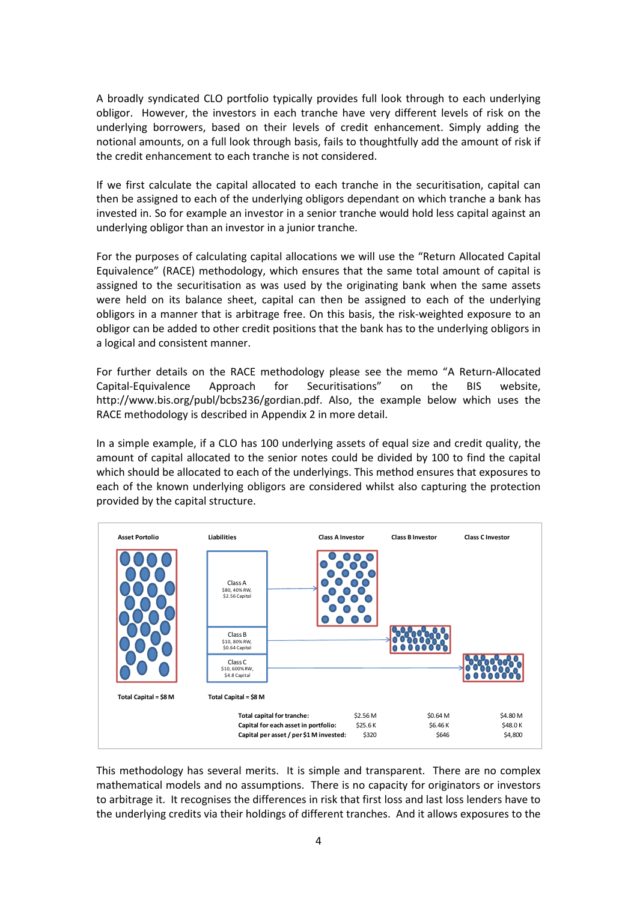A broadly syndicated CLO portfolio typically provides full look through to each underlying obligor. However, the investors in each tranche have very different levels of risk on the underlying borrowers, based on their levels of credit enhancement. Simply adding the notional amounts, on a full look through basis, fails to thoughtfully add the amount of risk if the credit enhancement to each tranche is not considered.

If we first calculate the capital allocated to each tranche in the securitisation, capital can then be assigned to each of the underlying obligors dependant on which tranche a bank has invested in. So for example an investor in a senior tranche would hold less capital against an underlying obligor than an investor in a junior tranche.

For the purposes of calculating capital allocations we will use the "Return Allocated Capital Equivalence" (RACE) methodology, which ensures that the same total amount of capital is assigned to the securitisation as was used by the originating bank when the same assets were held on its balance sheet, capital can then be assigned to each of the underlying obligors in a manner that is arbitrage free. On this basis, the risk-weighted exposure to an obligor can be added to other credit positions that the bank has to the underlying obligors in a logical and consistent manner.

For further details on the RACE methodology please see the memo "A Return-Allocated Capital-Equivalence Approach for Securitisations" on the BIS website, http://www.bis.org/publ/bcbs236/gordian.pdf. Also, the example below which uses the RACE methodology is described in Appendix 2 in more detail.

In a simple example, if a CLO has 100 underlying assets of equal size and credit quality, the amount of capital allocated to the senior notes could be divided by 100 to find the capital which should be allocated to each of the underlyings. This method ensures that exposures to each of the known underlying obligors are considered whilst also capturing the protection provided by the capital structure.

| Asset Portolio | Liabilities | Class A Investor | Class B Investor | Class C Investor |
|---|---|---|---|---|
| | Class A: \$80, 40% RW, \$2.56 Capital | | | |
| | Class B: \$10, 80% RW, \$0.64 Capital | | | |
| | Class C: \$10, 600% RW, \$4.8 Capital | | | |
| Total Capital = \$8 M | Total Capital = \$8 M | | | |
| | **Total capital for tranche:** | \$2.56 M | \$0.64 M | \$4.80 M |
| | **Capital for each asset in portfolio:** | \$25.6 K | \$6.46 K | \$48.0 K |
| | **Capital per asset / per \$1 M invested:** | \$320 | \$646 | \$4,800 |

This methodology has several merits. It is simple and transparent. There are no complex mathematical models and no assumptions. There is no capacity for originators or investors to arbitrage it. It recognises the differences in risk that first loss and last loss lenders have to the underlying credits via their holdings of different tranches. And it allows exposures to the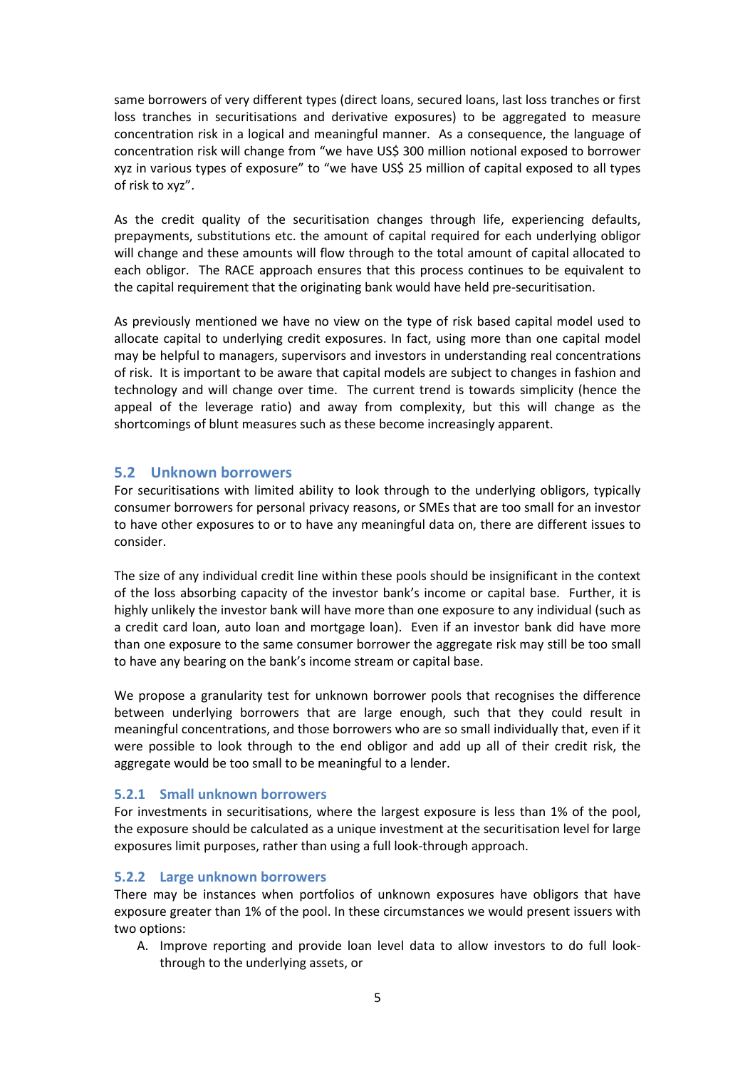same borrowers of very different types (direct loans, secured loans, last loss tranches or first loss tranches in securitisations and derivative exposures) to be aggregated to measure concentration risk in a logical and meaningful manner. As a consequence, the language of concentration risk will change from "we have US$ 300 million notional exposed to borrower xyz in various types of exposure" to "we have US$ 25 million of capital exposed to all types of risk to xyz".

As the credit quality of the securitisation changes through life, experiencing defaults, prepayments, substitutions etc. the amount of capital required for each underlying obligor will change and these amounts will flow through to the total amount of capital allocated to each obligor. The RACE approach ensures that this process continues to be equivalent to the capital requirement that the originating bank would have held pre-securitisation.

As previously mentioned we have no view on the type of risk based capital model used to allocate capital to underlying credit exposures. In fact, using more than one capital model may be helpful to managers, supervisors and investors in understanding real concentrations of risk. It is important to be aware that capital models are subject to changes in fashion and technology and will change over time. The current trend is towards simplicity (hence the appeal of the leverage ratio) and away from complexity, but this will change as the shortcomings of blunt measures such as these become increasingly apparent.

## 5.2 Unknown borrowers

For securitisations with limited ability to look through to the underlying obligors, typically consumer borrowers for personal privacy reasons, or SMEs that are too small for an investor to have other exposures to or to have any meaningful data on, there are different issues to consider.

The size of any individual credit line within these pools should be insignificant in the context of the loss absorbing capacity of the investor bank's income or capital base. Further, it is highly unlikely the investor bank will have more than one exposure to any individual (such as a credit card loan, auto loan and mortgage loan). Even if an investor bank did have more than one exposure to the same consumer borrower the aggregate risk may still be too small to have any bearing on the bank's income stream or capital base.

We propose a granularity test for unknown borrower pools that recognises the difference between underlying borrowers that are large enough, such that they could result in meaningful concentrations, and those borrowers who are so small individually that, even if it were possible to look through to the end obligor and add up all of their credit risk, the aggregate would be too small to be meaningful to a lender.

### 5.2.1 Small unknown borrowers

For investments in securitisations, where the largest exposure is less than 1% of the pool, the exposure should be calculated as a unique investment at the securitisation level for large exposures limit purposes, rather than using a full look-through approach.

### 5.2.2 Large unknown borrowers

There may be instances when portfolios of unknown exposures have obligors that have exposure greater than 1% of the pool. In these circumstances we would present issuers with two options:

A. Improve reporting and provide loan level data to allow investors to do full look-through to the underlying assets, or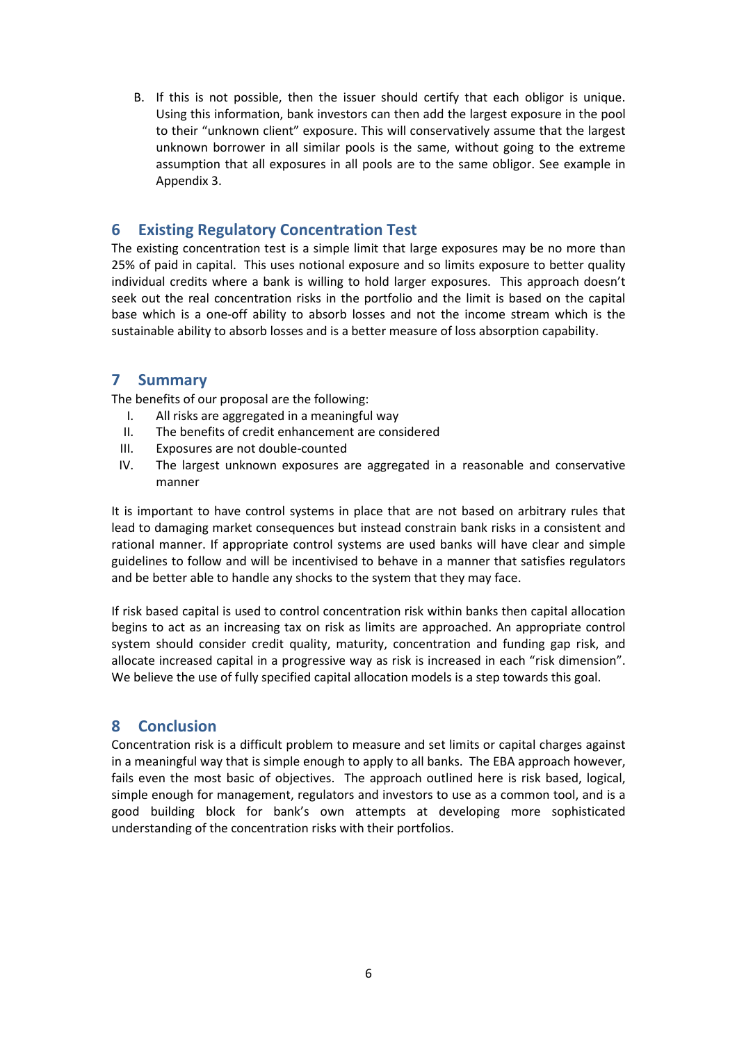B. If this is not possible, then the issuer should certify that each obligor is unique. Using this information, bank investors can then add the largest exposure in the pool to their "unknown client" exposure. This will conservatively assume that the largest unknown borrower in all similar pools is the same, without going to the extreme assumption that all exposures in all pools are to the same obligor. See example in Appendix 3.

## 6 Existing Regulatory Concentration Test

The existing concentration test is a simple limit that large exposures may be no more than 25% of paid in capital. This uses notional exposure and so limits exposure to better quality individual credits where a bank is willing to hold larger exposures. This approach doesn't seek out the real concentration risks in the portfolio and the limit is based on the capital base which is a one-off ability to absorb losses and not the income stream which is the sustainable ability to absorb losses and is a better measure of loss absorption capability.

## 7 Summary

The benefits of our proposal are the following:

I. All risks are aggregated in a meaningful way
II. The benefits of credit enhancement are considered
III. Exposures are not double-counted
IV. The largest unknown exposures are aggregated in a reasonable and conservative manner

It is important to have control systems in place that are not based on arbitrary rules that lead to damaging market consequences but instead constrain bank risks in a consistent and rational manner. If appropriate control systems are used banks will have clear and simple guidelines to follow and will be incentivised to behave in a manner that satisfies regulators and be better able to handle any shocks to the system that they may face.

If risk based capital is used to control concentration risk within banks then capital allocation begins to act as an increasing tax on risk as limits are approached. An appropriate control system should consider credit quality, maturity, concentration and funding gap risk, and allocate increased capital in a progressive way as risk is increased in each "risk dimension". We believe the use of fully specified capital allocation models is a step towards this goal.

## 8 Conclusion

Concentration risk is a difficult problem to measure and set limits or capital charges against in a meaningful way that is simple enough to apply to all banks. The EBA approach however, fails even the most basic of objectives. The approach outlined here is risk based, logical, simple enough for management, regulators and investors to use as a common tool, and is a good building block for bank's own attempts at developing more sophisticated understanding of the concentration risks with their portfolios.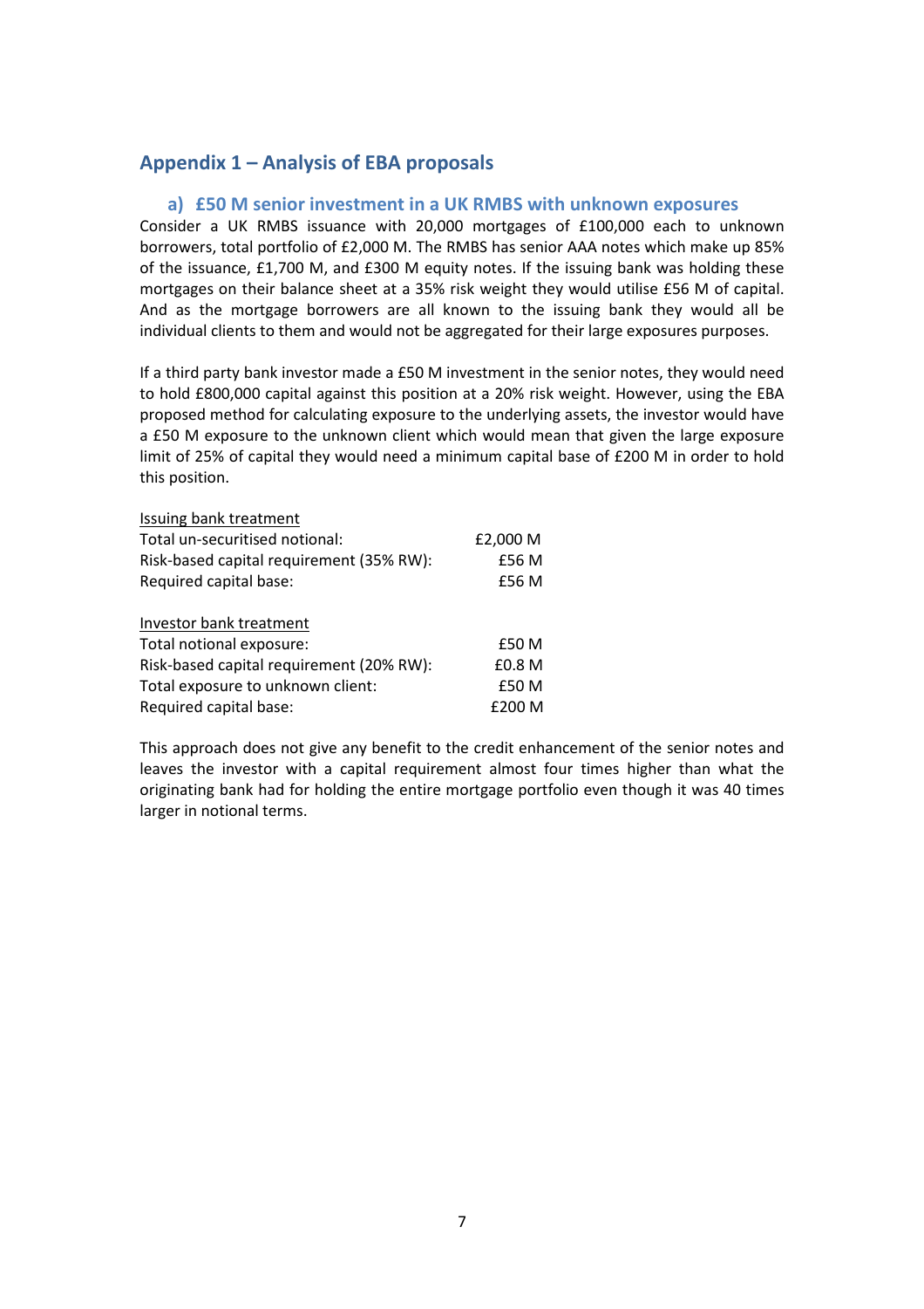## Appendix 1 – Analysis of EBA proposals

### a) £50 M senior investment in a UK RMBS with unknown exposures

Consider a UK RMBS issuance with 20,000 mortgages of £100,000 each to unknown borrowers, total portfolio of £2,000 M. The RMBS has senior AAA notes which make up 85% of the issuance, £1,700 M, and £300 M equity notes. If the issuing bank was holding these mortgages on their balance sheet at a 35% risk weight they would utilise £56 M of capital. And as the mortgage borrowers are all known to the issuing bank they would all be individual clients to them and would not be aggregated for their large exposures purposes.

If a third party bank investor made a £50 M investment in the senior notes, they would need to hold £800,000 capital against this position at a 20% risk weight. However, using the EBA proposed method for calculating exposure to the underlying assets, the investor would have a £50 M exposure to the unknown client which would mean that given the large exposure limit of 25% of capital they would need a minimum capital base of £200 M in order to hold this position.

| Issuing bank treatment | |
|---|---|
| Total un-securitised notional: | £2,000 M |
| Risk-based capital requirement (35% RW): | £56 M |
| Required capital base: | £56 M |

| Investor bank treatment | |
|---|---|
| Total notional exposure: | £50 M |
| Risk-based capital requirement (20% RW): | £0.8 M |
| Total exposure to unknown client: | £50 M |
| Required capital base: | £200 M |

This approach does not give any benefit to the credit enhancement of the senior notes and leaves the investor with a capital requirement almost four times higher than what the originating bank had for holding the entire mortgage portfolio even though it was 40 times larger in notional terms.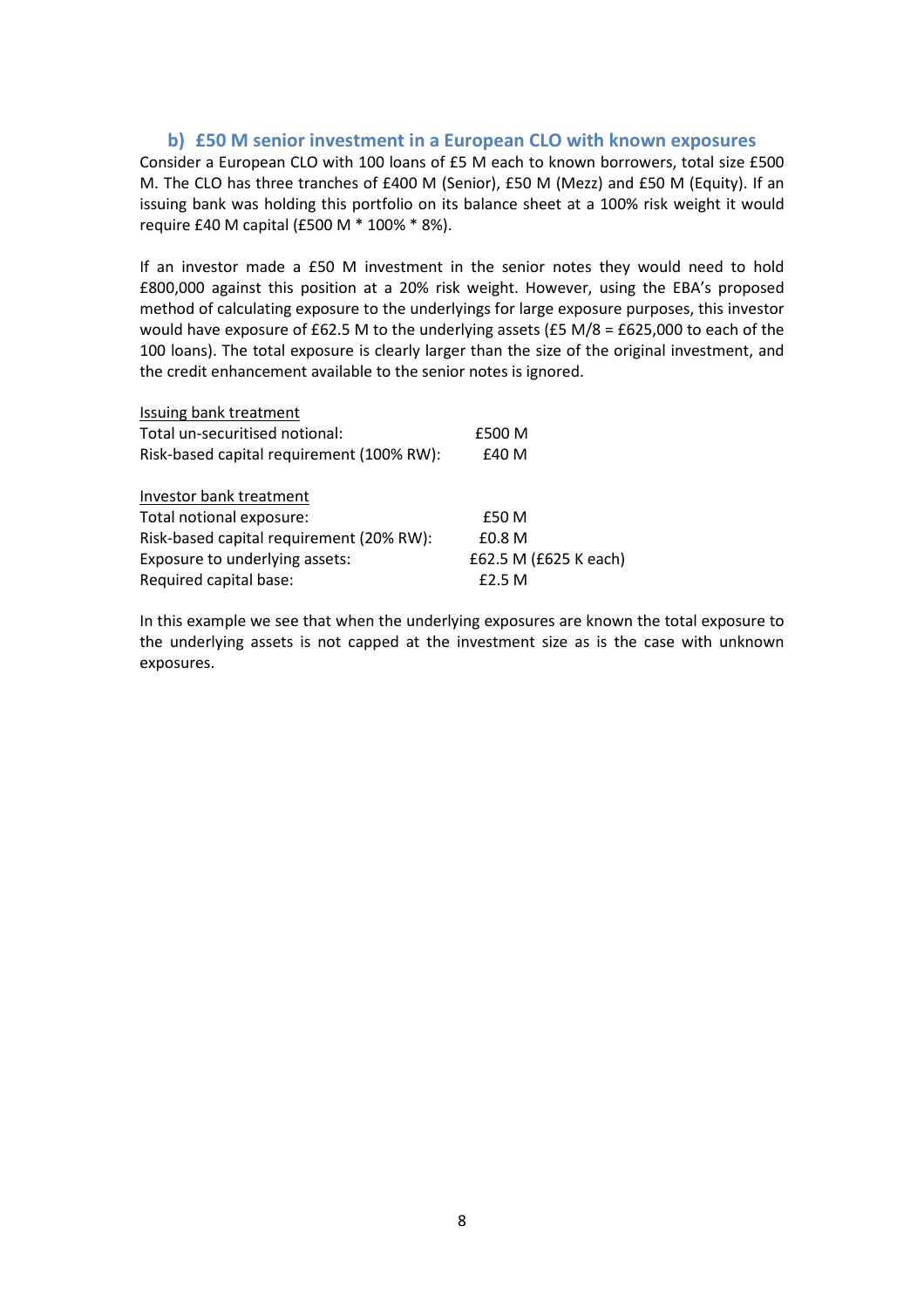### b) £50 M senior investment in a European CLO with known exposures

Consider a European CLO with 100 loans of £5 M each to known borrowers, total size £500 M. The CLO has three tranches of £400 M (Senior), £50 M (Mezz) and £50 M (Equity). If an issuing bank was holding this portfolio on its balance sheet at a 100% risk weight it would require £40 M capital (£500 M * 100% * 8%).

If an investor made a £50 M investment in the senior notes they would need to hold £800,000 against this position at a 20% risk weight. However, using the EBA's proposed method of calculating exposure to the underlyings for large exposure purposes, this investor would have exposure of £62.5 M to the underlying assets (£5 M/8 = £625,000 to each of the 100 loans). The total exposure is clearly larger than the size of the original investment, and the credit enhancement available to the senior notes is ignored.

| Issuing bank treatment | |
|---|---|
| Total un-securitised notional: | £500 M |
| Risk-based capital requirement (100% RW): | £40 M |

| Investor bank treatment | |
|---|---|
| Total notional exposure: | £50 M |
| Risk-based capital requirement (20% RW): | £0.8 M |
| Exposure to underlying assets: | £62.5 M (£625 K each) |
| Required capital base: | £2.5 M |

In this example we see that when the underlying exposures are known the total exposure to the underlying assets is not capped at the investment size as is the case with unknown exposures.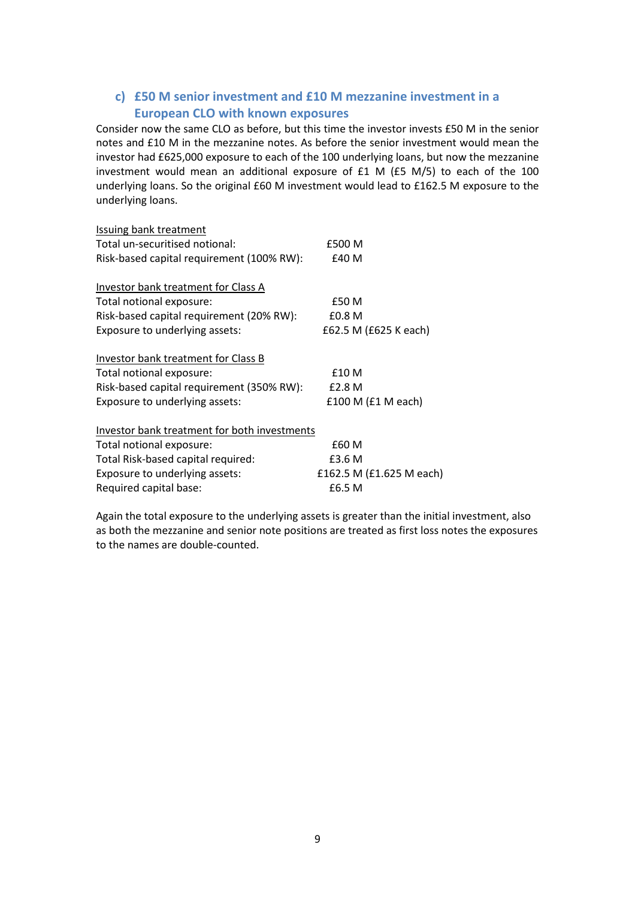### c) £50 M senior investment and £10 M mezzanine investment in a European CLO with known exposures

Consider now the same CLO as before, but this time the investor invests £50 M in the senior notes and £10 M in the mezzanine notes. As before the senior investment would mean the investor had £625,000 exposure to each of the 100 underlying loans, but now the mezzanine investment would mean an additional exposure of £1 M (£5 M/5) to each of the 100 underlying loans. So the original £60 M investment would lead to £162.5 M exposure to the underlying loans.

<u>Issuing bank treatment</u>

| | |
|---|---|
| Total un-securitised notional: | £500 M |
| Risk-based capital requirement (100% RW): | £40 M |

<u>Investor bank treatment for Class A</u>

| | |
|---|---|
| Total notional exposure: | £50 M |
| Risk-based capital requirement (20% RW): | £0.8 M |
| Exposure to underlying assets: | £62.5 M (£625 K each) |

<u>Investor bank treatment for Class B</u>

| | |
|---|---|
| Total notional exposure: | £10 M |
| Risk-based capital requirement (350% RW): | £2.8 M |
| Exposure to underlying assets: | £100 M (£1 M each) |

<u>Investor bank treatment for both investments</u>

| | |
|---|---|
| Total notional exposure: | £60 M |
| Total Risk-based capital required: | £3.6 M |
| Exposure to underlying assets: | £162.5 M (£1.625 M each) |
| Required capital base: | £6.5 M |

Again the total exposure to the underlying assets is greater than the initial investment, also as both the mezzanine and senior note positions are treated as first loss notes the exposures to the names are double-counted.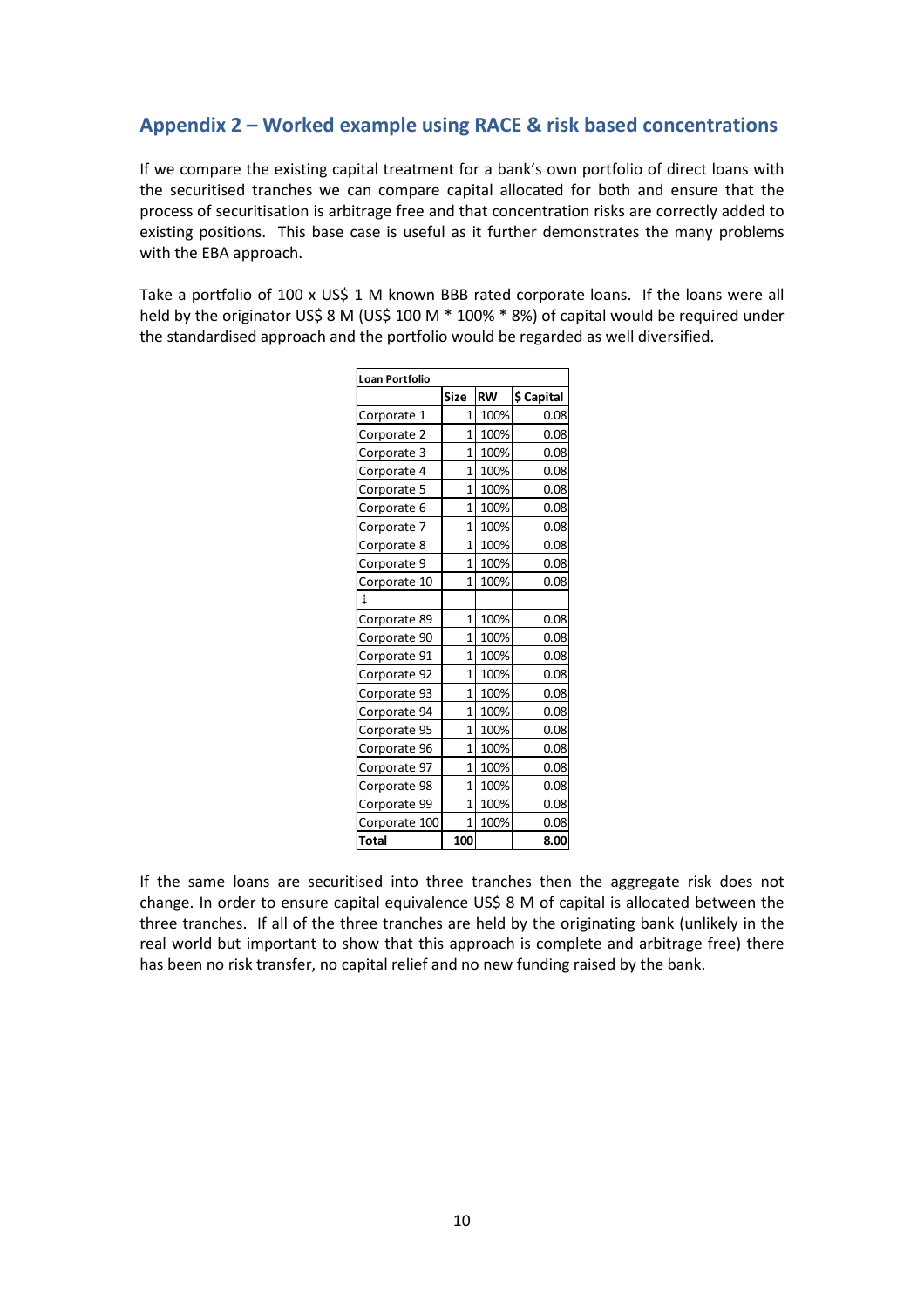## Appendix 2 – Worked example using RACE & risk based concentrations

If we compare the existing capital treatment for a bank's own portfolio of direct loans with the securitised tranches we can compare capital allocated for both and ensure that the process of securitisation is arbitrage free and that concentration risks are correctly added to existing positions. This base case is useful as it further demonstrates the many problems with the EBA approach.

Take a portfolio of 100 x US$ 1 M known BBB rated corporate loans. If the loans were all held by the originator US$ 8 M (US$ 100 M * 100% * 8%) of capital would be required under the standardised approach and the portfolio would be regarded as well diversified.

| Loan Portfolio | | | |
|---|---|---|---|
| | Size | RW | $ Capital |
| Corporate 1 | 1 | 100% | 0.08 |
| Corporate 2 | 1 | 100% | 0.08 |
| Corporate 3 | 1 | 100% | 0.08 |
| Corporate 4 | 1 | 100% | 0.08 |
| Corporate 5 | 1 | 100% | 0.08 |
| Corporate 6 | 1 | 100% | 0.08 |
| Corporate 7 | 1 | 100% | 0.08 |
| Corporate 8 | 1 | 100% | 0.08 |
| Corporate 9 | 1 | 100% | 0.08 |
| Corporate 10 | 1 | 100% | 0.08 |
| ↓ | | | |
| Corporate 89 | 1 | 100% | 0.08 |
| Corporate 90 | 1 | 100% | 0.08 |
| Corporate 91 | 1 | 100% | 0.08 |
| Corporate 92 | 1 | 100% | 0.08 |
| Corporate 93 | 1 | 100% | 0.08 |
| Corporate 94 | 1 | 100% | 0.08 |
| Corporate 95 | 1 | 100% | 0.08 |
| Corporate 96 | 1 | 100% | 0.08 |
| Corporate 97 | 1 | 100% | 0.08 |
| Corporate 98 | 1 | 100% | 0.08 |
| Corporate 99 | 1 | 100% | 0.08 |
| Corporate 100 | 1 | 100% | 0.08 |
| **Total** | **100** | | **8.00** |

If the same loans are securitised into three tranches then the aggregate risk does not change. In order to ensure capital equivalence US$ 8 M of capital is allocated between the three tranches. If all of the three tranches are held by the originating bank (unlikely in the real world but important to show that this approach is complete and arbitrage free) there has been no risk transfer, no capital relief and no new funding raised by the bank.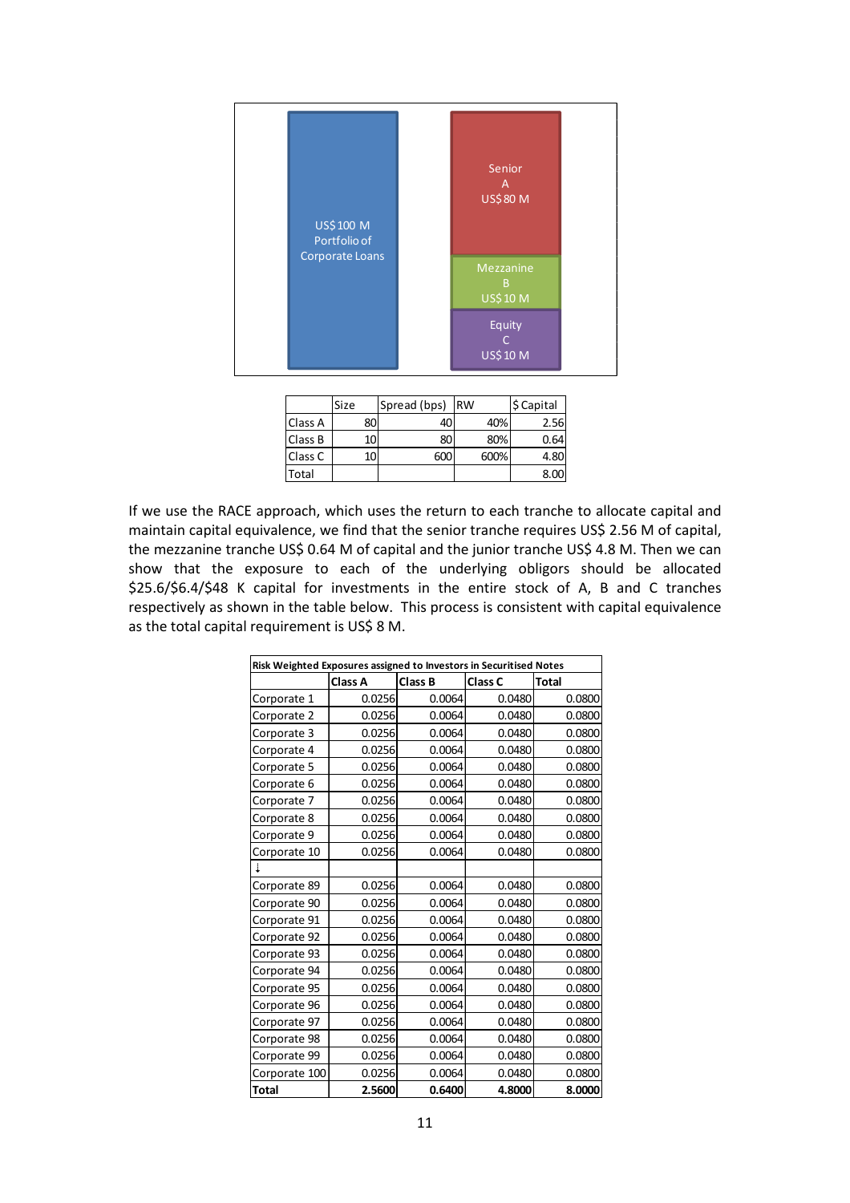US$ 100 M Portfolio of Corporate Loans

Senior A US$ 80 M

Mezzanine B US$ 10 M

Equity C US$ 10 M

| | Size | Spread (bps) | RW | $ Capital |
|---|---|---|---|---|
| Class A | 80 | 40 | 40% | 2.56 |
| Class B | 10 | 80 | 80% | 0.64 |
| Class C | 10 | 600 | 600% | 4.80 |
| Total | | | | 8.00 |

If we use the RACE approach, which uses the return to each tranche to allocate capital and maintain capital equivalence, we find that the senior tranche requires US$ 2.56 M of capital, the mezzanine tranche US$ 0.64 M of capital and the junior tranche US$ 4.8 M. Then we can show that the exposure to each of the underlying obligors should be allocated $25.6/$6.4/$48 K capital for investments in the entire stock of A, B and C tranches respectively as shown in the table below. This process is consistent with capital equivalence as the total capital requirement is US$ 8 M.

| Risk Weighted Exposures assigned to Investors in Securitised Notes | | | | |
|---|---|---|---|---|
| | **Class A** | **Class B** | **Class C** | **Total** |
| Corporate 1 | 0.0256 | 0.0064 | 0.0480 | 0.0800 |
| Corporate 2 | 0.0256 | 0.0064 | 0.0480 | 0.0800 |
| Corporate 3 | 0.0256 | 0.0064 | 0.0480 | 0.0800 |
| Corporate 4 | 0.0256 | 0.0064 | 0.0480 | 0.0800 |
| Corporate 5 | 0.0256 | 0.0064 | 0.0480 | 0.0800 |
| Corporate 6 | 0.0256 | 0.0064 | 0.0480 | 0.0800 |
| Corporate 7 | 0.0256 | 0.0064 | 0.0480 | 0.0800 |
| Corporate 8 | 0.0256 | 0.0064 | 0.0480 | 0.0800 |
| Corporate 9 | 0.0256 | 0.0064 | 0.0480 | 0.0800 |
| Corporate 10 | 0.0256 | 0.0064 | 0.0480 | 0.0800 |
| ↓ | | | | |
| Corporate 89 | 0.0256 | 0.0064 | 0.0480 | 0.0800 |
| Corporate 90 | 0.0256 | 0.0064 | 0.0480 | 0.0800 |
| Corporate 91 | 0.0256 | 0.0064 | 0.0480 | 0.0800 |
| Corporate 92 | 0.0256 | 0.0064 | 0.0480 | 0.0800 |
| Corporate 93 | 0.0256 | 0.0064 | 0.0480 | 0.0800 |
| Corporate 94 | 0.0256 | 0.0064 | 0.0480 | 0.0800 |
| Corporate 95 | 0.0256 | 0.0064 | 0.0480 | 0.0800 |
| Corporate 96 | 0.0256 | 0.0064 | 0.0480 | 0.0800 |
| Corporate 97 | 0.0256 | 0.0064 | 0.0480 | 0.0800 |
| Corporate 98 | 0.0256 | 0.0064 | 0.0480 | 0.0800 |
| Corporate 99 | 0.0256 | 0.0064 | 0.0480 | 0.0800 |
| Corporate 100 | 0.0256 | 0.0064 | 0.0480 | 0.0800 |
| **Total** | **2.5600** | **0.6400** | **4.8000** | **8.0000** |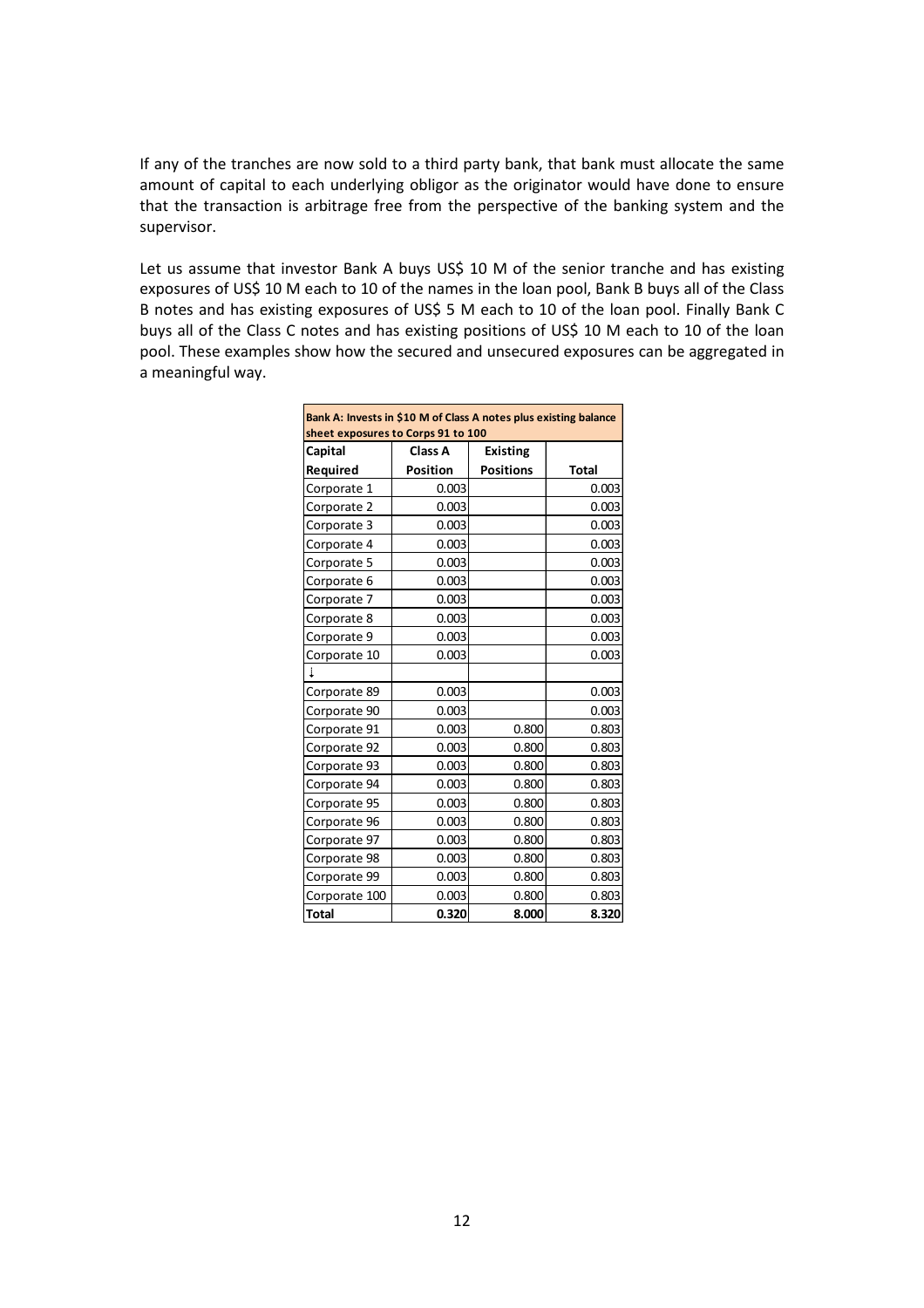If any of the tranches are now sold to a third party bank, that bank must allocate the same amount of capital to each underlying obligor as the originator would have done to ensure that the transaction is arbitrage free from the perspective of the banking system and the supervisor.

Let us assume that investor Bank A buys US$ 10 M of the senior tranche and has existing exposures of US$ 10 M each to 10 of the names in the loan pool, Bank B buys all of the Class B notes and has existing exposures of US$ 5 M each to 10 of the loan pool. Finally Bank C buys all of the Class C notes and has existing positions of US$ 10 M each to 10 of the loan pool. These examples show how the secured and unsecured exposures can be aggregated in a meaningful way.

| **Bank A: Invests in \$10 M of Class A notes plus existing balance sheet exposures to Corps 91 to 100** | | | |
|---|---|---|---|
| **Capital Required** | **Class A Position** | **Existing Positions** | **Total** |
| Corporate 1 | 0.003 | | 0.003 |
| Corporate 2 | 0.003 | | 0.003 |
| Corporate 3 | 0.003 | | 0.003 |
| Corporate 4 | 0.003 | | 0.003 |
| Corporate 5 | 0.003 | | 0.003 |
| Corporate 6 | 0.003 | | 0.003 |
| Corporate 7 | 0.003 | | 0.003 |
| Corporate 8 | 0.003 | | 0.003 |
| Corporate 9 | 0.003 | | 0.003 |
| Corporate 10 | 0.003 | | 0.003 |
| ↓ | | | |
| Corporate 89 | 0.003 | | 0.003 |
| Corporate 90 | 0.003 | | 0.003 |
| Corporate 91 | 0.003 | 0.800 | 0.803 |
| Corporate 92 | 0.003 | 0.800 | 0.803 |
| Corporate 93 | 0.003 | 0.800 | 0.803 |
| Corporate 94 | 0.003 | 0.800 | 0.803 |
| Corporate 95 | 0.003 | 0.800 | 0.803 |
| Corporate 96 | 0.003 | 0.800 | 0.803 |
| Corporate 97 | 0.003 | 0.800 | 0.803 |
| Corporate 98 | 0.003 | 0.800 | 0.803 |
| Corporate 99 | 0.003 | 0.800 | 0.803 |
| Corporate 100 | 0.003 | 0.800 | 0.803 |
| **Total** | **0.320** | **8.000** | **8.320** |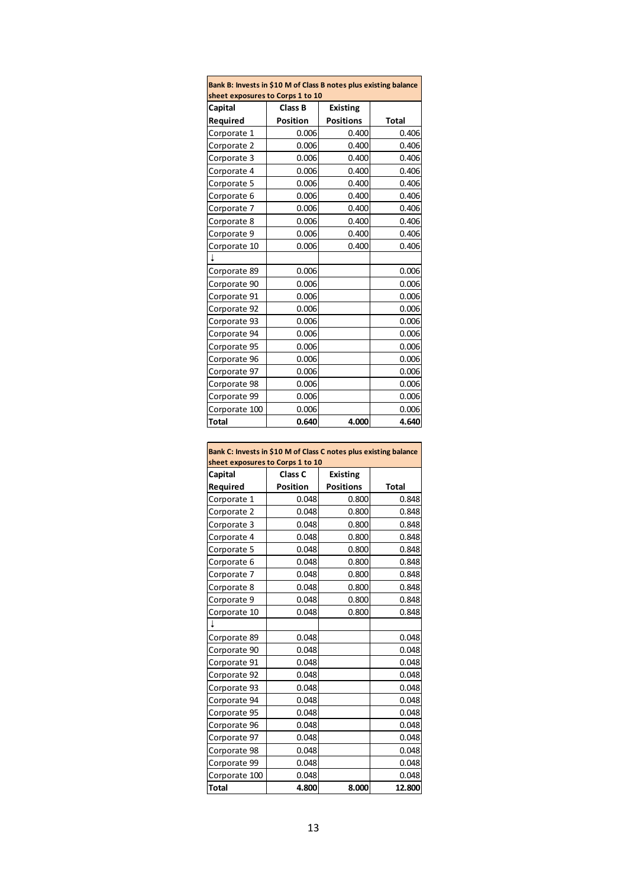| Bank B: Invests in $10 M of Class B notes plus existing balance sheet exposures to Corps 1 to 10 | | | |
|---|---|---|---|
| **Capital Required** | **Class B Position** | **Existing Positions** | **Total** |
| Corporate 1 | 0.006 | 0.400 | 0.406 |
| Corporate 2 | 0.006 | 0.400 | 0.406 |
| Corporate 3 | 0.006 | 0.400 | 0.406 |
| Corporate 4 | 0.006 | 0.400 | 0.406 |
| Corporate 5 | 0.006 | 0.400 | 0.406 |
| Corporate 6 | 0.006 | 0.400 | 0.406 |
| Corporate 7 | 0.006 | 0.400 | 0.406 |
| Corporate 8 | 0.006 | 0.400 | 0.406 |
| Corporate 9 | 0.006 | 0.400 | 0.406 |
| Corporate 10 | 0.006 | 0.400 | 0.406 |
| ↓ | | | |
| Corporate 89 | 0.006 | | 0.006 |
| Corporate 90 | 0.006 | | 0.006 |
| Corporate 91 | 0.006 | | 0.006 |
| Corporate 92 | 0.006 | | 0.006 |
| Corporate 93 | 0.006 | | 0.006 |
| Corporate 94 | 0.006 | | 0.006 |
| Corporate 95 | 0.006 | | 0.006 |
| Corporate 96 | 0.006 | | 0.006 |
| Corporate 97 | 0.006 | | 0.006 |
| Corporate 98 | 0.006 | | 0.006 |
| Corporate 99 | 0.006 | | 0.006 |
| Corporate 100 | 0.006 | | 0.006 |
| **Total** | **0.640** | **4.000** | **4.640** |

| Bank C: Invests in $10 M of Class C notes plus existing balance sheet exposures to Corps 1 to 10 | | | |
|---|---|---|---|
| **Capital Required** | **Class C Position** | **Existing Positions** | **Total** |
| Corporate 1 | 0.048 | 0.800 | 0.848 |
| Corporate 2 | 0.048 | 0.800 | 0.848 |
| Corporate 3 | 0.048 | 0.800 | 0.848 |
| Corporate 4 | 0.048 | 0.800 | 0.848 |
| Corporate 5 | 0.048 | 0.800 | 0.848 |
| Corporate 6 | 0.048 | 0.800 | 0.848 |
| Corporate 7 | 0.048 | 0.800 | 0.848 |
| Corporate 8 | 0.048 | 0.800 | 0.848 |
| Corporate 9 | 0.048 | 0.800 | 0.848 |
| Corporate 10 | 0.048 | 0.800 | 0.848 |
| ↓ | | | |
| Corporate 89 | 0.048 | | 0.048 |
| Corporate 90 | 0.048 | | 0.048 |
| Corporate 91 | 0.048 | | 0.048 |
| Corporate 92 | 0.048 | | 0.048 |
| Corporate 93 | 0.048 | | 0.048 |
| Corporate 94 | 0.048 | | 0.048 |
| Corporate 95 | 0.048 | | 0.048 |
| Corporate 96 | 0.048 | | 0.048 |
| Corporate 97 | 0.048 | | 0.048 |
| Corporate 98 | 0.048 | | 0.048 |
| Corporate 99 | 0.048 | | 0.048 |
| Corporate 100 | 0.048 | | 0.048 |
| **Total** | **4.800** | **8.000** | **12.800** |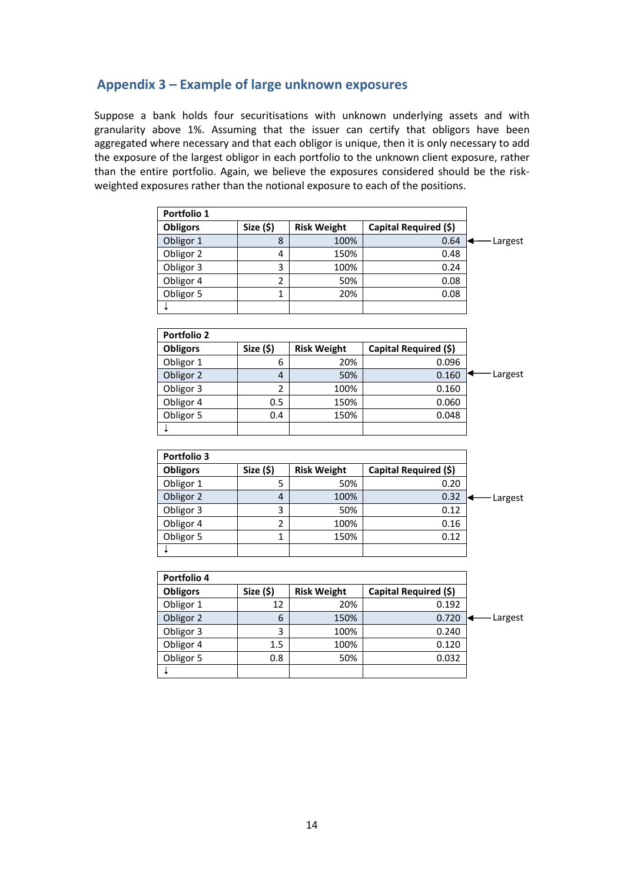## Appendix 3 – Example of large unknown exposures

Suppose a bank holds four securitisations with unknown underlying assets and with granularity above 1%. Assuming that the issuer can certify that obligors have been aggregated where necessary and that each obligor is unique, then it is only necessary to add the exposure of the largest obligor in each portfolio to the unknown client exposure, rather than the entire portfolio. Again, we believe the exposures considered should be the risk-weighted exposures rather than the notional exposure to each of the positions.

| Portfolio 1 | | | | |
|---|---|---|---|---|
| **Obligors** | **Size ($)** | **Risk Weight** | **Capital Required ($)** | |
| Obligor 1 | 8 | 100% | 0.64 | ← Largest |
| Obligor 2 | 4 | 150% | 0.48 | |
| Obligor 3 | 3 | 100% | 0.24 | |
| Obligor 4 | 2 | 50% | 0.08 | |
| Obligor 5 | 1 | 20% | 0.08 | |
| ↓ | | | | |

| Portfolio 2 | | | | |
|---|---|---|---|---|
| **Obligors** | **Size ($)** | **Risk Weight** | **Capital Required ($)** | |
| Obligor 1 | 6 | 20% | 0.096 | |
| Obligor 2 | 4 | 50% | 0.160 | ← Largest |
| Obligor 3 | 2 | 100% | 0.160 | |
| Obligor 4 | 0.5 | 150% | 0.060 | |
| Obligor 5 | 0.4 | 150% | 0.048 | |
| ↓ | | | | |

| Portfolio 3 | | | | |
|---|---|---|---|---|
| **Obligors** | **Size ($)** | **Risk Weight** | **Capital Required ($)** | |
| Obligor 1 | 5 | 50% | 0.20 | |
| Obligor 2 | 4 | 100% | 0.32 | ← Largest |
| Obligor 3 | 3 | 50% | 0.12 | |
| Obligor 4 | 2 | 100% | 0.16 | |
| Obligor 5 | 1 | 150% | 0.12 | |
| ↓ | | | | |

| Portfolio 4 | | | | |
|---|---|---|---|---|
| **Obligors** | **Size ($)** | **Risk Weight** | **Capital Required ($)** | |
| Obligor 1 | 12 | 20% | 0.192 | |
| Obligor 2 | 6 | 150% | 0.720 | ← Largest |
| Obligor 3 | 3 | 100% | 0.240 | |
| Obligor 4 | 1.5 | 100% | 0.120 | |
| Obligor 5 | 0.8 | 50% | 0.032 | |
| ↓ | | | | |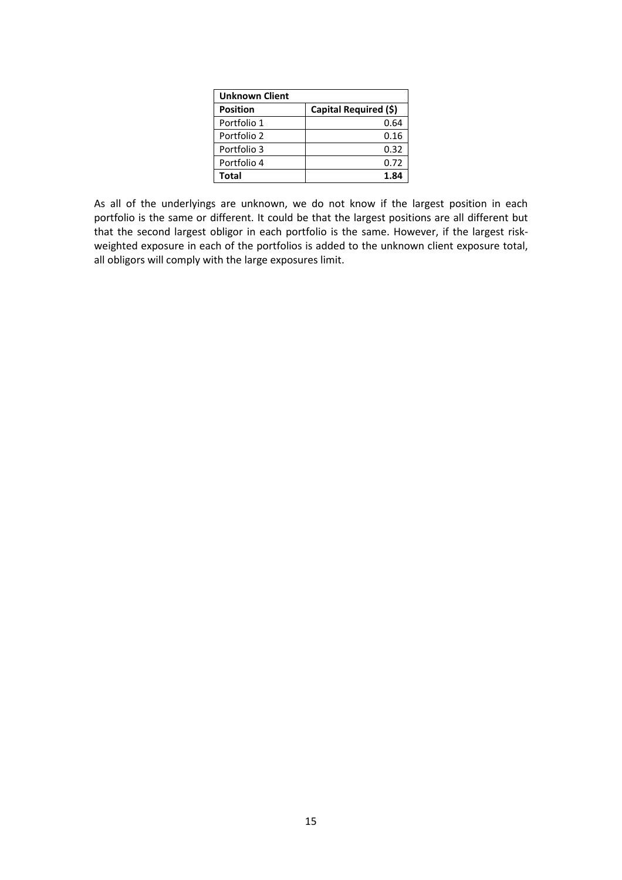| Unknown Client | |
| --- | --- |
| **Position** | **Capital Required ($)** |
| Portfolio 1 | 0.64 |
| Portfolio 2 | 0.16 |
| Portfolio 3 | 0.32 |
| Portfolio 4 | 0.72 |
| **Total** | **1.84** |

As all of the underlyings are unknown, we do not know if the largest position in each portfolio is the same or different. It could be that the largest positions are all different but that the second largest obligor in each portfolio is the same. However, if the largest risk-weighted exposure in each of the portfolios is added to the unknown client exposure total, all obligors will comply with the large exposures limit.